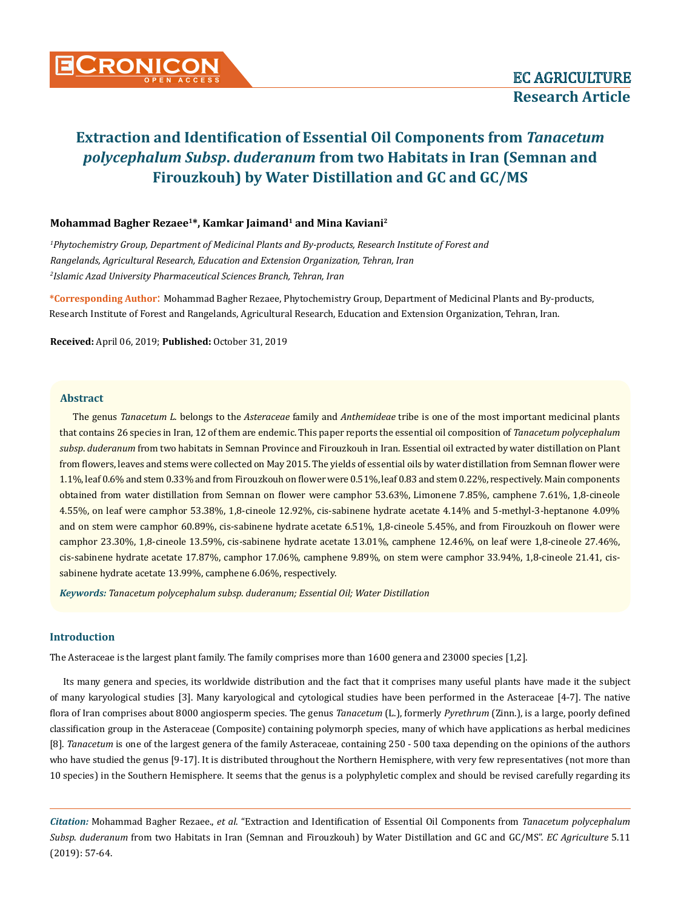# Extraction and Identification of Essential Oil Components from *Tanacetum polycephalum Subsp. duderanum* from two Habitats in Iran (Semnan and Firouzkouh) by Water Distillation and GC and GC/MS

**Mohammad Bagher Rezaee[1]\*, Kamkar Jaimand[1] and Mina Kaviani[2]**

*[1]Phytochemistry Group, Department of Medicinal Plants and By-products, Research Institute of Forest and Rangelands, Agricultural Research, Education and Extension Organization, Tehran, Iran*

*[2]Islamic Azad University Pharmaceutical Sciences Branch, Tehran, Iran*

**\*Corresponding Author**: Mohammad Bagher Rezaee, Phytochemistry Group, Department of Medicinal Plants and By-products, Research Institute of Forest and Rangelands, Agricultural Research, Education and Extension Organization, Tehran, Iran.

**Received:** April 06, 2019; **Published:** October 31, 2019

## Abstract

The genus *Tanacetum L.* belongs to the *Asteraceae* family and *Anthemideae* tribe is one of the most important medicinal plants that contains 26 species in Iran, 12 of them are endemic. This paper reports the essential oil composition of *Tanacetum polycephalum subsp. duderanum* from two habitats in Semnan Province and Firouzkouh in Iran. Essential oil extracted by water distillation on Plant from flowers, leaves and stems were collected on May 2015. The yields of essential oils by water distillation from Semnan flower were 1.1%, leaf 0.6% and stem 0.33% and from Firouzkouh on flower were 0.51%, leaf 0.83 and stem 0.22%, respectively. Main components obtained from water distillation from Semnan on flower were camphor 53.63%, Limonene 7.85%, camphene 7.61%, 1,8-cineole 4.55%, on leaf were camphor 53.38%, 1,8-cineole 12.92%, cis-sabinene hydrate acetate 4.14% and 5-methyl-3-heptanone 4.09% and on stem were camphor 60.89%, cis-sabinene hydrate acetate 6.51%, 1,8-cineole 5.45%, and from Firouzkouh on flower were camphor 23.30%, 1,8-cineole 13.59%, cis-sabinene hydrate acetate 13.01%, camphene 12.46%, on leaf were 1,8-cineole 27.46%, cis-sabinene hydrate acetate 17.87%, camphor 17.06%, camphene 9.89%, on stem were camphor 33.94%, 1,8-cineole 21.41, cis-sabinene hydrate acetate 13.99%, camphene 6.06%, respectively.

***Keywords:*** *Tanacetum polycephalum subsp. duderanum; Essential Oil; Water Distillation*

## Introduction

The Asteraceae is the largest plant family. The family comprises more than 1600 genera and 23000 species [1,2].

Its many genera and species, its worldwide distribution and the fact that it comprises many useful plants have made it the subject of many karyological studies [3]. Many karyological and cytological studies have been performed in the Asteraceae [4-7]. The native flora of Iran comprises about 8000 angiosperm species. The genus *Tanacetum* (L.), formerly *Pyrethrum* (Zinn.), is a large, poorly defined classification group in the Asteraceae (Composite) containing polymorph species, many of which have applications as herbal medicines [8]. *Tanacetum* is one of the largest genera of the family Asteraceae, containing 250 - 500 taxa depending on the opinions of the authors who have studied the genus [9-17]. It is distributed throughout the Northern Hemisphere, with very few representatives (not more than 10 species) in the Southern Hemisphere. It seems that the genus is a polyphyletic complex and should be revised carefully regarding its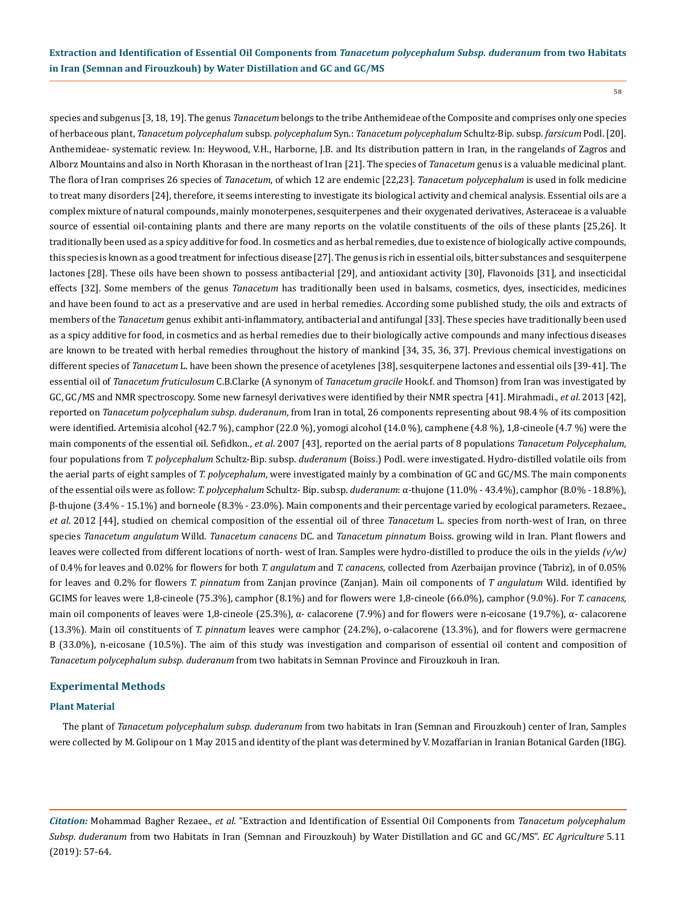species and subgenus [3, 18, 19]. The genus *Tanacetum* belongs to the tribe Anthemideae of the Composite and comprises only one species of herbaceous plant, *Tanacetum polycephalum* subsp. *polycephalum* Syn.: *Tanacetum polycephalum* Schultz-Bip. subsp. *farsicum* Podl. [20]. Anthemideae- systematic review. In: Heywood, V.H., Harborne, J.B. and Its distribution pattern in Iran, in the rangelands of Zagros and Alborz Mountains and also in North Khorasan in the northeast of Iran [21]. The species of *Tanacetum* genus is a valuable medicinal plant. The flora of Iran comprises 26 species of *Tanacetum*, of which 12 are endemic [22,23]. *Tanacetum polycephalum* is used in folk medicine to treat many disorders [24], therefore, it seems interesting to investigate its biological activity and chemical analysis. Essential oils are a complex mixture of natural compounds, mainly monoterpenes, sesquiterpenes and their oxygenated derivatives, Asteraceae is a valuable source of essential oil-containing plants and there are many reports on the volatile constituents of the oils of these plants [25,26]. It traditionally been used as a spicy additive for food. In cosmetics and as herbal remedies, due to existence of biologically active compounds, this species is known as a good treatment for infectious disease [27]. The genus is rich in essential oils, bitter substances and sesquiterpene lactones [28]. These oils have been shown to possess antibacterial [29], and antioxidant activity [30], Flavonoids [31], and insecticidal effects [32]. Some members of the genus *Tanacetum* has traditionally been used in balsams, cosmetics, dyes, insecticides, medicines and have been found to act as a preservative and are used in herbal remedies. According some published study, the oils and extracts of members of the *Tanacetum* genus exhibit anti-inflammatory, antibacterial and antifungal [33]. These species have traditionally been used as a spicy additive for food, in cosmetics and as herbal remedies due to their biologically active compounds and many infectious diseases are known to be treated with herbal remedies throughout the history of mankind [34, 35, 36, 37]. Previous chemical investigations on different species of *Tanacetum* L. have been shown the presence of acetylenes [38], sesquiterpene lactones and essential oils [39-41]. The essential oil of *Tanacetum fruticulosum* C.B.Clarke (A synonym of *Tanacetum gracile* Hook.f. and Thomson) from Iran was investigated by GC, GC/MS and NMR spectroscopy. Some new farnesyl derivatives were identified by their NMR spectra [41]. Mirahmadi., *et al*. 2013 [42], reported on *Tanacetum polycephalum subsp. duderanum*, from Iran in total, 26 components representing about 98.4 % of its composition were identified. Artemisia alcohol (42.7 %), camphor (22.0 %), yomogi alcohol (14.0 %), camphene (4.8 %), 1,8-cineole (4.7 %) were the main components of the essential oil. Sefidkon., *et al*. 2007 [43], reported on the aerial parts of 8 populations *Tanacetum Polycephalum,* four populations from *T. polycephalum* Schultz-Bip. subsp. *duderanum* (Boiss.) Podl. were investigated. Hydro-distilled volatile oils from the aerial parts of eight samples of *T. polycephalum*, were investigated mainly by a combination of GC and GC/MS. The main components of the essential oils were as follow: *T. polycephalum* Schultz- Bip. subsp. *duderanum*: α-thujone (11.0% - 43.4%), camphor (8.0% - 18.8%), β-thujone (3.4% - 15.1%) and borneole (8.3% - 23.0%). Main components and their percentage varied by ecological parameters. Rezaee., *et al*. 2012 [44], studied on chemical composition of the essential oil of three *Tanacetum* L. species from north-west of Iran, on three species *Tanacetum angulatum* Willd. *Tanacetum canacens* DC. and *Tanacetum pinnatum* Boiss. growing wild in Iran. Plant flowers and leaves were collected from different locations of north- west of Iran. Samples were hydro-distilled to produce the oils in the yields *(v/w)* of 0.4% for leaves and 0.02% for flowers for both *T. angulatum* and *T. canacens*, collected from Azerbaijan province (Tabriz), in of 0.05% for leaves and 0.2% for flowers *T. pinnatum* from Zanjan province (Zanjan). Main oil components of *T angulatum* Wild. identified by GCIMS for leaves were 1,8-cineole (75.3%), camphor (8.1%) and for flowers were 1,8-cineole (66.0%), camphor (9.0%). For *T. canacens,* main oil components of leaves were 1,8-cineole (25.3%), α- calacorene (7.9%) and for flowers were n-eicosane (19.7%), α- calacorene (13.3%). Main oil constituents of *T. pinnatum* leaves were camphor (24.2%), o-calacorene (13.3%), and for flowers were germacrene B (33.0%), n-eicosane (10.5%). The aim of this study was investigation and comparison of essential oil content and composition of *Tanacetum polycephalum subsp. duderanum* from two habitats in Semnan Province and Firouzkouh in Iran.

## Experimental Methods

### Plant Material

The plant of *Tanacetum polycephalum subsp. duderanum* from two habitats in Iran (Semnan and Firouzkouh) center of Iran, Samples were collected by M. Golipour on 1 May 2015 and identity of the plant was determined by V. Mozaffarian in Iranian Botanical Garden (IBG).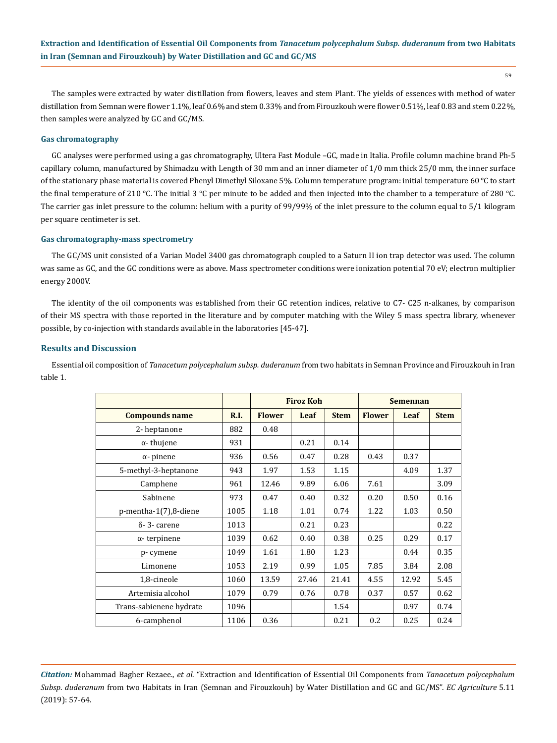The samples were extracted by water distillation from flowers, leaves and stem Plant. The yields of essences with method of water distillation from Semnan were flower 1.1%, leaf 0.6% and stem 0.33% and from Firouzkouh were flower 0.51%, leaf 0.83 and stem 0.22%, then samples were analyzed by GC and GC/MS.

### Gas chromatography

GC analyses were performed using a gas chromatography, Ultera Fast Module –GC, made in Italia. Profile column machine brand Ph-5 capillary column, manufactured by Shimadzu with Length of 30 mm and an inner diameter of 1/0 mm thick 25/0 mm, the inner surface of the stationary phase material is covered Phenyl Dimethyl Siloxane 5%. Column temperature program: initial temperature 60 °C to start the final temperature of 210 °C. The initial 3 °C per minute to be added and then injected into the chamber to a temperature of 280 °C. The carrier gas inlet pressure to the column: helium with a purity of 99/99% of the inlet pressure to the column equal to 5/1 kilogram per square centimeter is set.

### Gas chromatography-mass spectrometry

The GC/MS unit consisted of a Varian Model 3400 gas chromatograph coupled to a Saturn II ion trap detector was used. The column was same as GC, and the GC conditions were as above. Mass spectrometer conditions were ionization potential 70 eV; electron multiplier energy 2000V.

The identity of the oil components was established from their GC retention indices, relative to C7- C25 n-alkanes, by comparison of their MS spectra with those reported in the literature and by computer matching with the Wiley 5 mass spectra library, whenever possible, by co-injection with standards available in the laboratories [45-47].

## Results and Discussion

Essential oil composition of *Tanacetum polycephalum subsp. duderanum* from two habitats in Semnan Province and Firouzkouh in Iran table 1.

| | | Firoz Koh | | | Semennan | | |
|---|---|---|---|---|---|---|---|
| **Compounds name** | **R.I.** | **Flower** | **Leaf** | **Stem** | **Flower** | **Leaf** | **Stem** |
| 2- heptanone | 882 | 0.48 | | | | | |
| α- thujene | 931 | | 0.21 | 0.14 | | | |
| α- pinene | 936 | 0.56 | 0.47 | 0.28 | 0.43 | 0.37 | |
| 5-methyl-3-heptanone | 943 | 1.97 | 1.53 | 1.15 | | 4.09 | 1.37 |
| Camphene | 961 | 12.46 | 9.89 | 6.06 | 7.61 | | 3.09 |
| Sabinene | 973 | 0.47 | 0.40 | 0.32 | 0.20 | 0.50 | 0.16 |
| p-mentha-1(7),8-diene | 1005 | 1.18 | 1.01 | 0.74 | 1.22 | 1.03 | 0.50 |
| δ- 3- carene | 1013 | | 0.21 | 0.23 | | | 0.22 |
| α- terpinene | 1039 | 0.62 | 0.40 | 0.38 | 0.25 | 0.29 | 0.17 |
| p- cymene | 1049 | 1.61 | 1.80 | 1.23 | | 0.44 | 0.35 |
| Limonene | 1053 | 2.19 | 0.99 | 1.05 | 7.85 | 3.84 | 2.08 |
| 1,8-cineole | 1060 | 13.59 | 27.46 | 21.41 | 4.55 | 12.92 | 5.45 |
| Artemisia alcohol | 1079 | 0.79 | 0.76 | 0.78 | 0.37 | 0.57 | 0.62 |
| Trans-sabienene hydrate | 1096 | | | 1.54 | | 0.97 | 0.74 |
| 6-camphenol | 1106 | 0.36 | | 0.21 | 0.2 | 0.25 | 0.24 |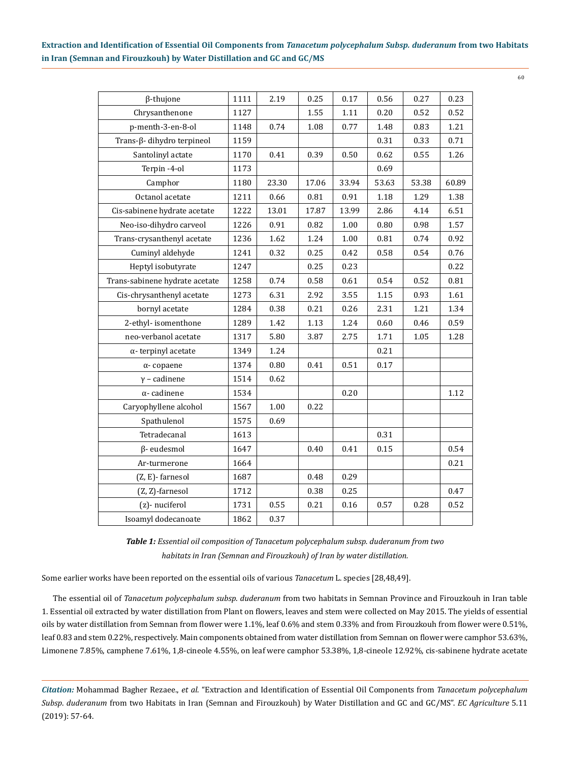| | | | | | | | |
|---|---|---|---|---|---|---|---|
| β-thujone | 1111 | 2.19 | 0.25 | 0.17 | 0.56 | 0.27 | 0.23 |
| Chrysanthenone | 1127 | | 1.55 | 1.11 | 0.20 | 0.52 | 0.52 |
| p-menth-3-en-8-ol | 1148 | 0.74 | 1.08 | 0.77 | 1.48 | 0.83 | 1.21 |
| Trans-β- dihydro terpineol | 1159 | | | | 0.31 | 0.33 | 0.71 |
| Santolinyl actate | 1170 | 0.41 | 0.39 | 0.50 | 0.62 | 0.55 | 1.26 |
| Terpin -4-ol | 1173 | | | | 0.69 | | |
| Camphor | 1180 | 23.30 | 17.06 | 33.94 | 53.63 | 53.38 | 60.89 |
| Octanol acetate | 1211 | 0.66 | 0.81 | 0.91 | 1.18 | 1.29 | 1.38 |
| Cis-sabinene hydrate acetate | 1222 | 13.01 | 17.87 | 13.99 | 2.86 | 4.14 | 6.51 |
| Neo-iso-dihydro carveol | 1226 | 0.91 | 0.82 | 1.00 | 0.80 | 0.98 | 1.57 |
| Trans-crysanthenyl acetate | 1236 | 1.62 | 1.24 | 1.00 | 0.81 | 0.74 | 0.92 |
| Cuminyl aldehyde | 1241 | 0.32 | 0.25 | 0.42 | 0.58 | 0.54 | 0.76 |
| Heptyl isobutyrate | 1247 | | 0.25 | 0.23 | | | 0.22 |
| Trans-sabinene hydrate acetate | 1258 | 0.74 | 0.58 | 0.61 | 0.54 | 0.52 | 0.81 |
| Cis-chrysanthenyl acetate | 1273 | 6.31 | 2.92 | 3.55 | 1.15 | 0.93 | 1.61 |
| bornyl acetate | 1284 | 0.38 | 0.21 | 0.26 | 2.31 | 1.21 | 1.34 |
| 2-ethyl- isomenthone | 1289 | 1.42 | 1.13 | 1.24 | 0.60 | 0.46 | 0.59 |
| neo-verbanol acetate | 1317 | 5.80 | 3.87 | 2.75 | 1.71 | 1.05 | 1.28 |
| α- terpinyl acetate | 1349 | 1.24 | | | 0.21 | | |
| α- copaene | 1374 | 0.80 | 0.41 | 0.51 | 0.17 | | |
| γ – cadinene | 1514 | 0.62 | | | | | |
| α- cadinene | 1534 | | | 0.20 | | | 1.12 |
| Caryophyllene alcohol | 1567 | 1.00 | 0.22 | | | | |
| Spathulenol | 1575 | 0.69 | | | | | |
| Tetradecanal | 1613 | | | | 0.31 | | |
| β- eudesmol | 1647 | | 0.40 | 0.41 | 0.15 | | 0.54 |
| Ar-turmerone | 1664 | | | | | | 0.21 |
| (Z, E)- farnesol | 1687 | | 0.48 | 0.29 | | | |
| (Z, Z)-farnesol | 1712 | | 0.38 | 0.25 | | | 0.47 |
| (z)- nuciferol | 1731 | 0.55 | 0.21 | 0.16 | 0.57 | 0.28 | 0.52 |
| Isoamyl dodecanoate | 1862 | 0.37 | | | | | |

***Table 1:*** *Essential oil composition of Tanacetum polycephalum subsp. duderanum from two habitats in Iran (Semnan and Firouzkouh) of Iran by water distillation.*

Some earlier works have been reported on the essential oils of various *Tanacetum* L. species [28,48,49].

The essential oil of *Tanacetum polycephalum subsp. duderanum* from two habitats in Semnan Province and Firouzkouh in Iran table 1. Essential oil extracted by water distillation from Plant on flowers, leaves and stem were collected on May 2015. The yields of essential oils by water distillation from Semnan from flower were 1.1%, leaf 0.6% and stem 0.33% and from Firouzkouh from flower were 0.51%, leaf 0.83 and stem 0.22%, respectively. Main components obtained from water distillation from Semnan on flower were camphor 53.63%, Limonene 7.85%, camphene 7.61%, 1,8-cineole 4.55%, on leaf were camphor 53.38%, 1,8-cineole 12.92%, cis-sabinene hydrate acetate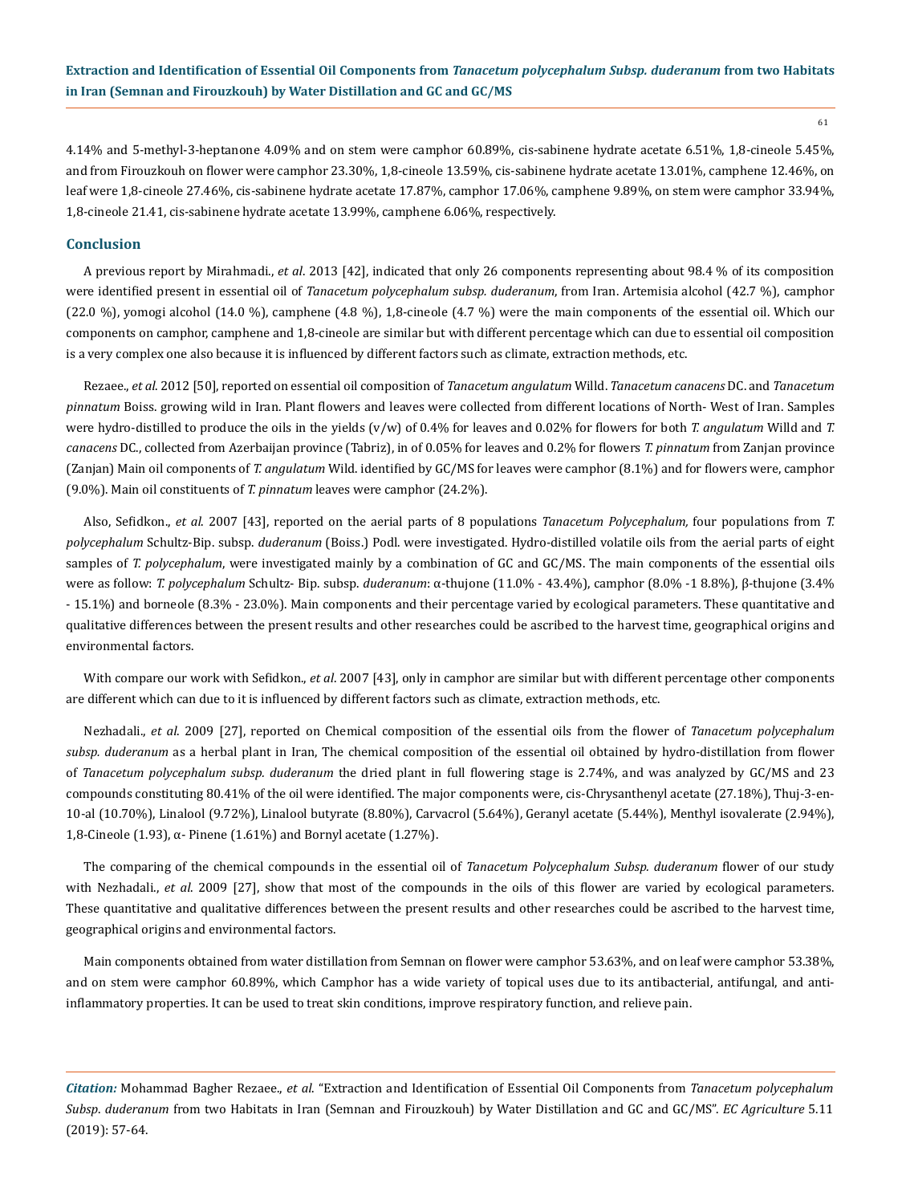4.14% and 5-methyl-3-heptanone 4.09% and on stem were camphor 60.89%, cis-sabinene hydrate acetate 6.51%, 1,8-cineole 5.45%, and from Firouzkouh on flower were camphor 23.30%, 1,8-cineole 13.59%, cis-sabinene hydrate acetate 13.01%, camphene 12.46%, on leaf were 1,8-cineole 27.46%, cis-sabinene hydrate acetate 17.87%, camphor 17.06%, camphene 9.89%, on stem were camphor 33.94%, 1,8-cineole 21.41, cis-sabinene hydrate acetate 13.99%, camphene 6.06%, respectively.

## Conclusion

A previous report by Mirahmadi., *et al*. 2013 [42], indicated that only 26 components representing about 98.4 % of its composition were identified present in essential oil of *Tanacetum polycephalum subsp. duderanum*, from Iran. Artemisia alcohol (42.7 %), camphor (22.0 %), yomogi alcohol (14.0 %), camphene (4.8 %), 1,8-cineole (4.7 %) were the main components of the essential oil. Which our components on camphor, camphene and 1,8-cineole are similar but with different percentage which can due to essential oil composition is a very complex one also because it is influenced by different factors such as climate, extraction methods, etc.

Rezaee., *et al*. 2012 [50], reported on essential oil composition of *Tanacetum angulatum* Willd. *Tanacetum canacens* DC. and *Tanacetum pinnatum* Boiss. growing wild in Iran. Plant flowers and leaves were collected from different locations of North- West of Iran. Samples were hydro-distilled to produce the oils in the yields (v/w) of 0.4% for leaves and 0.02% for flowers for both *T. angulatum* Willd and *T. canacens* DC., collected from Azerbaijan province (Tabriz), in of 0.05% for leaves and 0.2% for flowers *T. pinnatum* from Zanjan province (Zanjan) Main oil components of *T. angulatum* Wild. identified by GC/MS for leaves were camphor (8.1%) and for flowers were, camphor (9.0%). Main oil constituents of *T. pinnatum* leaves were camphor (24.2%).

Also, Sefidkon., *et al.* 2007 [43], reported on the aerial parts of 8 populations *Tanacetum Polycephalum,* four populations from *T. polycephalum* Schultz-Bip. subsp. *duderanum* (Boiss.) Podl. were investigated. Hydro-distilled volatile oils from the aerial parts of eight samples of *T. polycephalum*, were investigated mainly by a combination of GC and GC/MS. The main components of the essential oils were as follow: *T. polycephalum* Schultz- Bip. subsp. *duderanum*: α-thujone (11.0% - 43.4%), camphor (8.0% -1 8.8%), β-thujone (3.4% - 15.1%) and borneole (8.3% - 23.0%). Main components and their percentage varied by ecological parameters. These quantitative and qualitative differences between the present results and other researches could be ascribed to the harvest time, geographical origins and environmental factors.

With compare our work with Sefidkon., *et al*. 2007 [43], only in camphor are similar but with different percentage other components are different which can due to it is influenced by different factors such as climate, extraction methods, etc.

Nezhadali., *et al*. 2009 [27], reported on Chemical composition of the essential oils from the flower of *Tanacetum polycephalum subsp. duderanum* as a herbal plant in Iran, The chemical composition of the essential oil obtained by hydro-distillation from flower of *Tanacetum polycephalum subsp. duderanum* the dried plant in full flowering stage is 2.74%, and was analyzed by GC/MS and 23 compounds constituting 80.41% of the oil were identified. The major components were, cis-Chrysanthenyl acetate (27.18%), Thuj-3-en-10-al (10.70%), Linalool (9.72%), Linalool butyrate (8.80%), Carvacrol (5.64%), Geranyl acetate (5.44%), Menthyl isovalerate (2.94%), 1,8-Cineole (1.93), α- Pinene (1.61%) and Bornyl acetate (1.27%).

The comparing of the chemical compounds in the essential oil of *Tanacetum Polycephalum Subsp. duderanum* flower of our study with Nezhadali., *et al*. 2009 [27], show that most of the compounds in the oils of this flower are varied by ecological parameters. These quantitative and qualitative differences between the present results and other researches could be ascribed to the harvest time, geographical origins and environmental factors.

Main components obtained from water distillation from Semnan on flower were camphor 53.63%, and on leaf were camphor 53.38%, and on stem were camphor 60.89%, which Camphor has a wide variety of topical uses due to its antibacterial, antifungal, and anti-inflammatory properties. It can be used to treat skin conditions, improve respiratory function, and relieve pain.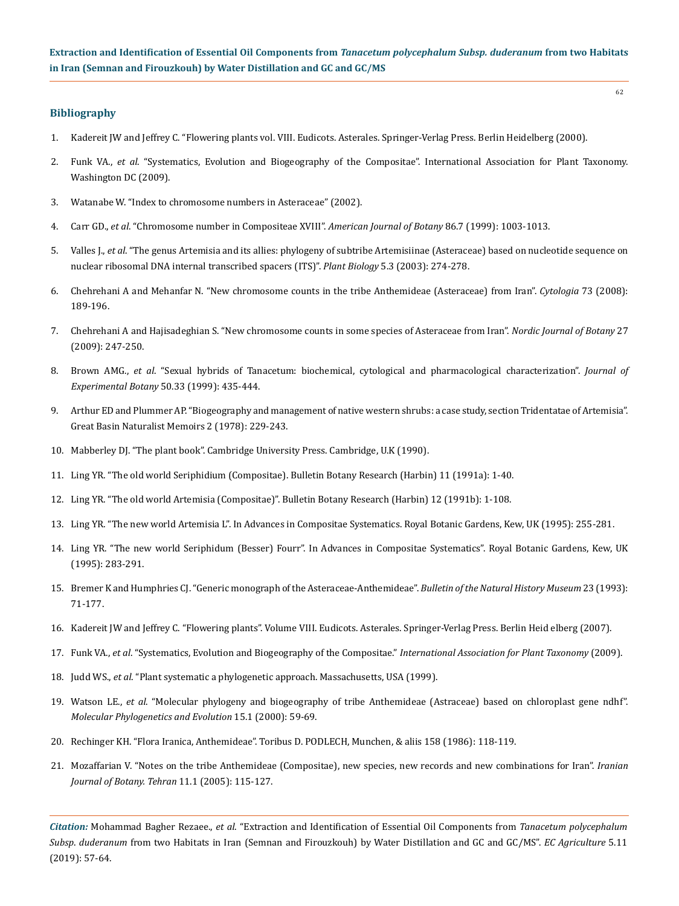## Bibliography

1. Kadereit JW and Jeffrey C. "Flowering plants vol. VIII. Eudicots. Asterales. Springer-Verlag Press. Berlin Heidelberg (2000).
2. Funk VA., *et al*. "Systematics, Evolution and Biogeography of the Compositae". International Association for Plant Taxonomy. Washington DC (2009).
3. Watanabe W. "Index to chromosome numbers in Asteraceae" (2002).
4. Carr GD., *et al*. "Chromosome number in Compositeae XVIII". *American Journal of Botany* 86.7 (1999): 1003-1013.
5. Valles J., *et al*. "The genus Artemisia and its allies: phylogeny of subtribe Artemisiinae (Asteraceae) based on nucleotide sequence on nuclear ribosomal DNA internal transcribed spacers (ITS)". *Plant Biology* 5.3 (2003): 274-278.
6. Chehrehani A and Mehanfar N. "New chromosome counts in the tribe Anthemideae (Asteraceae) from Iran". *Cytologia* 73 (2008): 189-196.
7. Chehrehani A and Hajisadeghian S. "New chromosome counts in some species of Asteraceae from Iran". *Nordic Journal of Botany* 27 (2009): 247-250.
8. Brown AMG., *et al*. "Sexual hybrids of Tanacetum: biochemical, cytological and pharmacological characterization". *Journal of Experimental Botany* 50.33 (1999): 435-444.
9. Arthur ED and Plummer AP. "Biogeography and management of native western shrubs: a case study, section Tridentatae of Artemisia". Great Basin Naturalist Memoirs 2 (1978): 229-243.
10. Mabberley DJ. "The plant book". Cambridge University Press. Cambridge, U.K (1990).
11. Ling YR. "The old world Seriphidium (Compositae). Bulletin Botany Research (Harbin) 11 (1991a): 1-40.
12. Ling YR. "The old world Artemisia (Compositae)". Bulletin Botany Research (Harbin) 12 (1991b): 1-108.
13. Ling YR. "The new world Artemisia L". In Advances in Compositae Systematics. Royal Botanic Gardens, Kew, UK (1995): 255-281.
14. Ling YR. "The new world Seriphidum (Besser) Fourr". In Advances in Compositae Systematics". Royal Botanic Gardens, Kew, UK (1995): 283-291.
15. Bremer K and Humphries CJ. "Generic monograph of the Asteraceae-Anthemideae". *Bulletin of the Natural History Museum* 23 (1993): 71-177.
16. Kadereit JW and Jeffrey C. "Flowering plants". Volume VIII. Eudicots. Asterales. Springer-Verlag Press. Berlin Heid elberg (2007).
17. Funk VA., *et al*. "Systematics, Evolution and Biogeography of the Compositae." *International Association for Plant Taxonomy* (2009).
18. Judd WS., *et al*. "Plant systematic a phylogenetic approach. Massachusetts, USA (1999).
19. Watson LE., *et al*. "Molecular phylogeny and biogeography of tribe Anthemideae (Astraceae) based on chloroplast gene ndhf". *Molecular Phylogenetics and Evolution* 15.1 (2000): 59-69.
20. Rechinger KH. "Flora Iranica, Anthemideae". Toribus D. PODLECH, Munchen, & aliis 158 (1986): 118-119.
21. Mozaffarian V. "Notes on the tribe Anthemideae (Compositae), new species, new records and new combinations for Iran". *Iranian Journal of Botany. Tehran* 11.1 (2005): 115-127.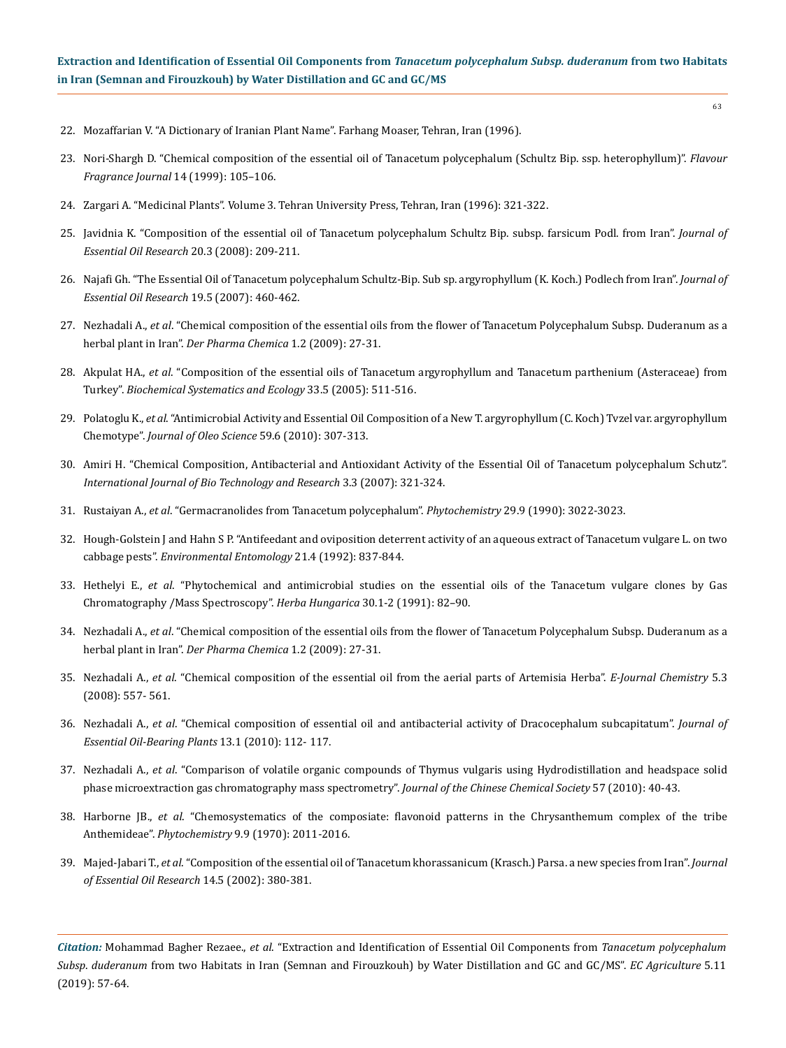22. Mozaffarian V. "A Dictionary of Iranian Plant Name". Farhang Moaser, Tehran, Iran (1996).

23. Nori-Shargh D. "Chemical composition of the essential oil of Tanacetum polycephalum (Schultz Bip. ssp. heterophyllum)". *Flavour Fragrance Journal* 14 (1999): 105–106.

24. Zargari A. "Medicinal Plants". Volume 3. Tehran University Press, Tehran, Iran (1996): 321-322.

25. Javidnia K. "Composition of the essential oil of Tanacetum polycephalum Schultz Bip. subsp. farsicum Podl. from Iran". *Journal of Essential Oil Research* 20.3 (2008): 209-211.

26. Najafi Gh. "The Essential Oil of Tanacetum polycephalum Schultz-Bip. Sub sp. argyrophyllum (K. Koch.) Podlech from Iran". *Journal of Essential Oil Research* 19.5 (2007): 460-462.

27. Nezhadali A., *et al*. "Chemical composition of the essential oils from the flower of Tanacetum Polycephalum Subsp. Duderanum as a herbal plant in Iran". *Der Pharma Chemica* 1.2 (2009): 27-31.

28. Akpulat HA., *et al*. "Composition of the essential oils of Tanacetum argyrophyllum and Tanacetum parthenium (Asteraceae) from Turkey". *Biochemical Systematics and Ecology* 33.5 (2005): 511-516.

29. Polatoglu K., *et al*. "Antimicrobial Activity and Essential Oil Composition of a New T. argyrophyllum (C. Koch) Tvzel var. argyrophyllum Chemotype". *Journal of Oleo Science* 59.6 (2010): 307-313.

30. Amiri H. "Chemical Composition, Antibacterial and Antioxidant Activity of the Essential Oil of Tanacetum polycephalum Schutz". *International Journal of Bio Technology and Research* 3.3 (2007): 321-324.

31. Rustaiyan A., *et al*. "Germacranolides from Tanacetum polycephalum". *Phytochemistry* 29.9 (1990): 3022-3023.

32. Hough-Golstein J and Hahn S P. "Antifeedant and oviposition deterrent activity of an aqueous extract of Tanacetum vulgare L. on two cabbage pests". *Environmental Entomology* 21.4 (1992): 837-844.

33. Hethelyi E., *et al*. "Phytochemical and antimicrobial studies on the essential oils of the Tanacetum vulgare clones by Gas Chromatography /Mass Spectroscopy". *Herba Hungarica* 30.1-2 (1991): 82–90.

34. Nezhadali A., *et al*. "Chemical composition of the essential oils from the flower of Tanacetum Polycephalum Subsp. Duderanum as a herbal plant in Iran". *Der Pharma Chemica* 1.2 (2009): 27-31.

35. Nezhadali A., *et al*. "Chemical composition of the essential oil from the aerial parts of Artemisia Herba". *E-Journal Chemistry* 5.3 (2008): 557- 561.

36. Nezhadali A., *et al*. "Chemical composition of essential oil and antibacterial activity of Dracocephalum subcapitatum". *Journal of Essential Oil-Bearing Plants* 13.1 (2010): 112- 117.

37. Nezhadali A., *et al*. "Comparison of volatile organic compounds of Thymus vulgaris using Hydrodistillation and headspace solid phase microextraction gas chromatography mass spectrometry". *Journal of the Chinese Chemical Society* 57 (2010): 40-43.

38. Harborne JB., *et al*. "Chemosystematics of the composiate: flavonoid patterns in the Chrysanthemum complex of the tribe Anthemideae". *Phytochemistry* 9.9 (1970): 2011-2016.

39. Majed-Jabari T., *et al*. "Composition of the essential oil of Tanacetum khorassanicum (Krasch.) Parsa. a new species from Iran". *Journal of Essential Oil Research* 14.5 (2002): 380-381.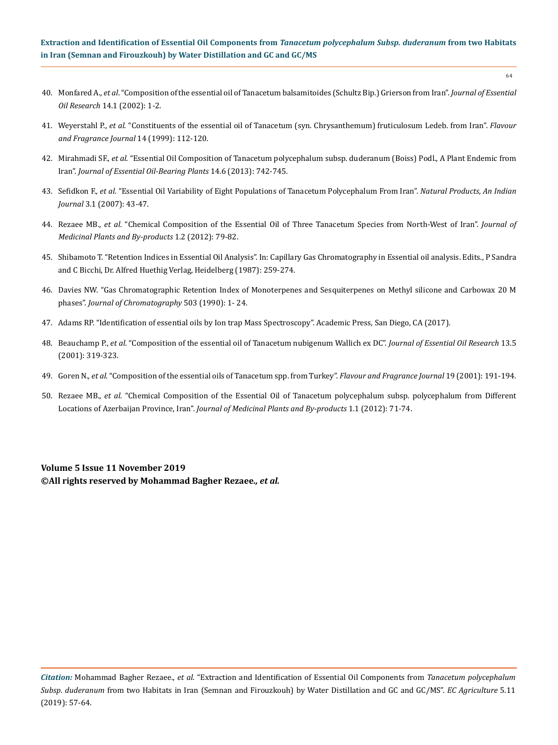40. Monfared A., *et al*. "Composition of the essential oil of Tanacetum balsamitoides (Schultz Bip.) Grierson from Iran". *Journal of Essential Oil Research* 14.1 (2002): 1-2.

41. Weyerstahl P., *et al.* "Constituents of the essential oil of Tanacetum (syn. Chrysanthemum) fruticulosum Ledeb. from Iran". *Flavour and Fragrance Journal* 14 (1999): 112-120.

42. Mirahmadi SF., *et al.* "Essential Oil Composition of Tanacetum polycephalum subsp. duderanum (Boiss) Podl., A Plant Endemic from Iran". *Journal of Essential Oil-Bearing Plants* 14.6 (2013): 742-745.

43. Sefidkon F., *et al*. "Essential Oil Variability of Eight Populations of Tanacetum Polycephalum From Iran". *Natural Products, An Indian Journal* 3.1 (2007): 43-47.

44. Rezaee MB., *et al*. "Chemical Composition of the Essential Oil of Three Tanacetum Species from North-West of Iran". *Journal of Medicinal Plants and By-products* 1.2 (2012): 79-82.

45. Shibamoto T. "Retention Indices in Essential Oil Analysis". In: Capillary Gas Chromatography in Essential oil analysis. Edits., P Sandra and C Bicchi, Dr. Alfred Huethig Verlag, Heidelberg (1987): 259-274.

46. Davies NW. "Gas Chromatographic Retention Index of Monoterpenes and Sesquiterpenes on Methyl silicone and Carbowax 20 M phases". *Journal of Chromatography* 503 (1990): 1- 24.

47. Adams RP. "Identification of essential oils by Ion trap Mass Spectroscopy". Academic Press, San Diego, CA (2017).

48. Beauchamp P., *et al*. "Composition of the essential oil of Tanacetum nubigenum Wallich ex DC". *Journal of Essential Oil Research* 13.5 (2001): 319-323.

49. Goren N., *et al*. "Composition of the essential oils of Tanacetum spp. from Turkey". *Flavour and Fragrance Journal* 19 (2001): 191-194.

50. Rezaee MB., *et al*. "Chemical Composition of the Essential Oil of Tanacetum polycephalum subsp. polycephalum from Different Locations of Azerbaijan Province, Iran". *Journal of Medicinal Plants and By-products* 1.1 (2012): 71-74.

**Volume 5 Issue 11 November 2019**
**©All rights reserved by Mohammad Bagher Rezaee*., et al.***